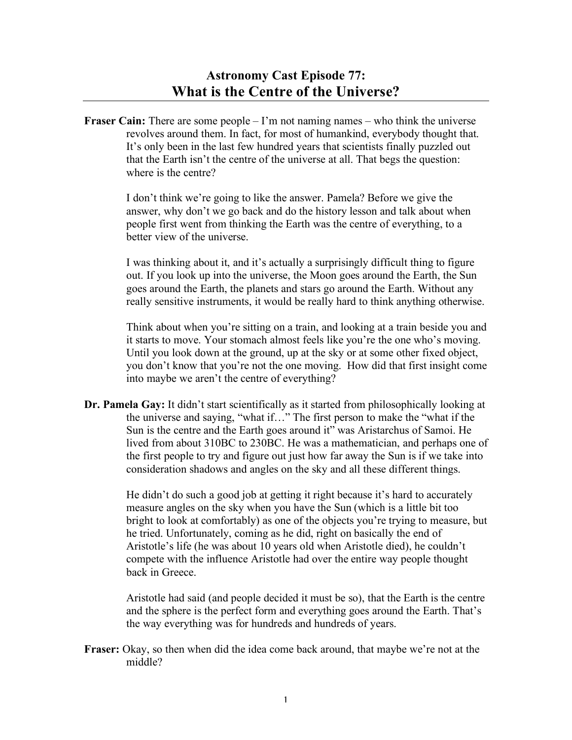# Astronomy Cast Episode 77:
## What is the Centre of the Universe?

**Fraser Cain:** There are some people – I'm not naming names – who think the universe revolves around them. In fact, for most of humankind, everybody thought that. It's only been in the last few hundred years that scientists finally puzzled out that the Earth isn't the centre of the universe at all. That begs the question: where is the centre?

I don't think we're going to like the answer. Pamela? Before we give the answer, why don't we go back and do the history lesson and talk about when people first went from thinking the Earth was the centre of everything, to a better view of the universe.

I was thinking about it, and it's actually a surprisingly difficult thing to figure out. If you look up into the universe, the Moon goes around the Earth, the Sun goes around the Earth, the planets and stars go around the Earth. Without any really sensitive instruments, it would be really hard to think anything otherwise.

Think about when you're sitting on a train, and looking at a train beside you and it starts to move. Your stomach almost feels like you're the one who's moving. Until you look down at the ground, up at the sky or at some other fixed object, you don't know that you're not the one moving. How did that first insight come into maybe we aren't the centre of everything?

**Dr. Pamela Gay:** It didn't start scientifically as it started from philosophically looking at the universe and saying, "what if…" The first person to make the "what if the Sun is the centre and the Earth goes around it" was Aristarchus of Samoi. He lived from about 310BC to 230BC. He was a mathematician, and perhaps one of the first people to try and figure out just how far away the Sun is if we take into consideration shadows and angles on the sky and all these different things.

He didn't do such a good job at getting it right because it's hard to accurately measure angles on the sky when you have the Sun (which is a little bit too bright to look at comfortably) as one of the objects you're trying to measure, but he tried. Unfortunately, coming as he did, right on basically the end of Aristotle's life (he was about 10 years old when Aristotle died), he couldn't compete with the influence Aristotle had over the entire way people thought back in Greece.

Aristotle had said (and people decided it must be so), that the Earth is the centre and the sphere is the perfect form and everything goes around the Earth. That's the way everything was for hundreds and hundreds of years.

**Fraser:** Okay, so then when did the idea come back around, that maybe we're not at the middle?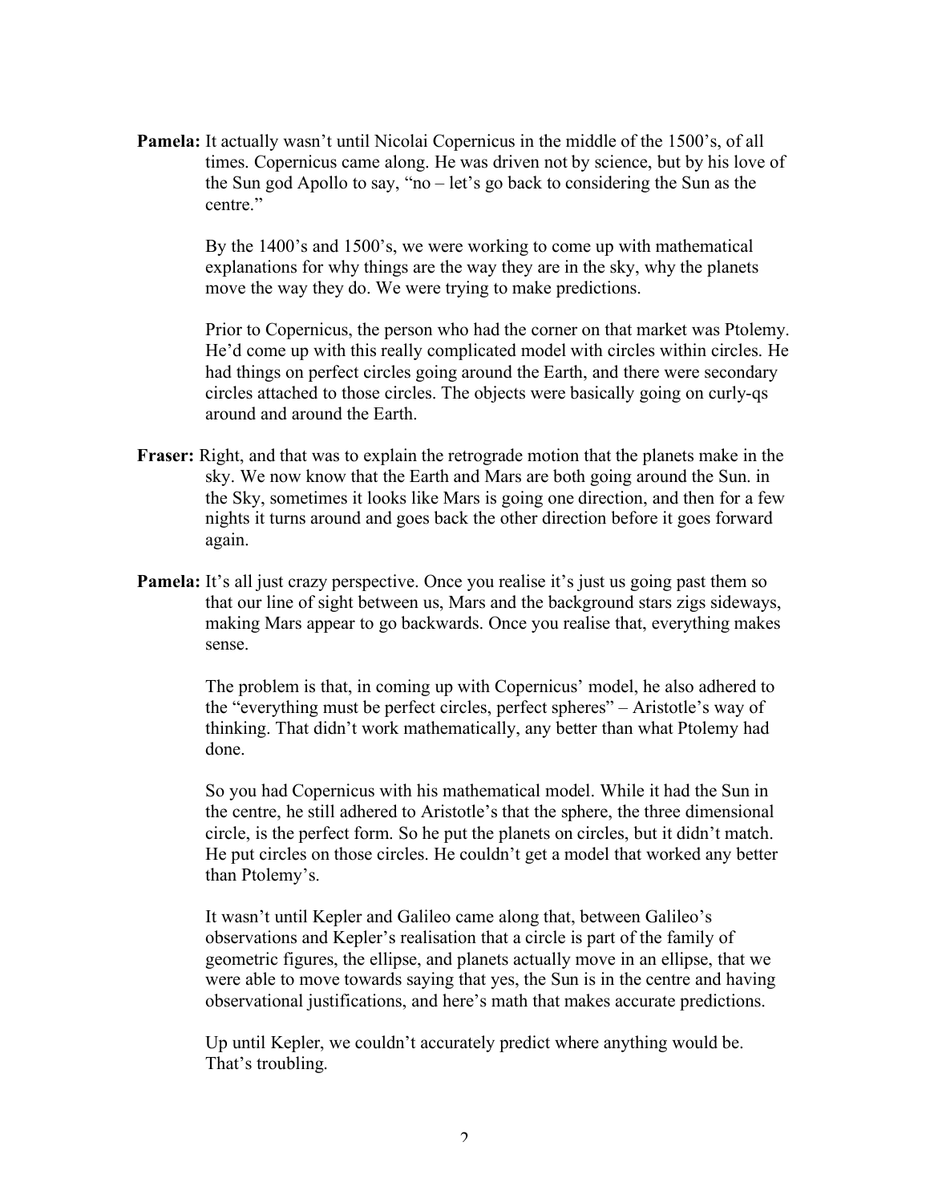**Pamela:** It actually wasn't until Nicolai Copernicus in the middle of the 1500's, of all times. Copernicus came along. He was driven not by science, but by his love of the Sun god Apollo to say, "no – let's go back to considering the Sun as the centre."

By the 1400's and 1500's, we were working to come up with mathematical explanations for why things are the way they are in the sky, why the planets move the way they do. We were trying to make predictions.

Prior to Copernicus, the person who had the corner on that market was Ptolemy. He'd come up with this really complicated model with circles within circles. He had things on perfect circles going around the Earth, and there were secondary circles attached to those circles. The objects were basically going on curly-qs around and around the Earth.

**Fraser:** Right, and that was to explain the retrograde motion that the planets make in the sky. We now know that the Earth and Mars are both going around the Sun. in the Sky, sometimes it looks like Mars is going one direction, and then for a few nights it turns around and goes back the other direction before it goes forward again.

**Pamela:** It's all just crazy perspective. Once you realise it's just us going past them so that our line of sight between us, Mars and the background stars zigs sideways, making Mars appear to go backwards. Once you realise that, everything makes sense.

The problem is that, in coming up with Copernicus' model, he also adhered to the "everything must be perfect circles, perfect spheres" – Aristotle's way of thinking. That didn't work mathematically, any better than what Ptolemy had done.

So you had Copernicus with his mathematical model. While it had the Sun in the centre, he still adhered to Aristotle's that the sphere, the three dimensional circle, is the perfect form. So he put the planets on circles, but it didn't match. He put circles on those circles. He couldn't get a model that worked any better than Ptolemy's.

It wasn't until Kepler and Galileo came along that, between Galileo's observations and Kepler's realisation that a circle is part of the family of geometric figures, the ellipse, and planets actually move in an ellipse, that we were able to move towards saying that yes, the Sun is in the centre and having observational justifications, and here's math that makes accurate predictions.

Up until Kepler, we couldn't accurately predict where anything would be. That's troubling.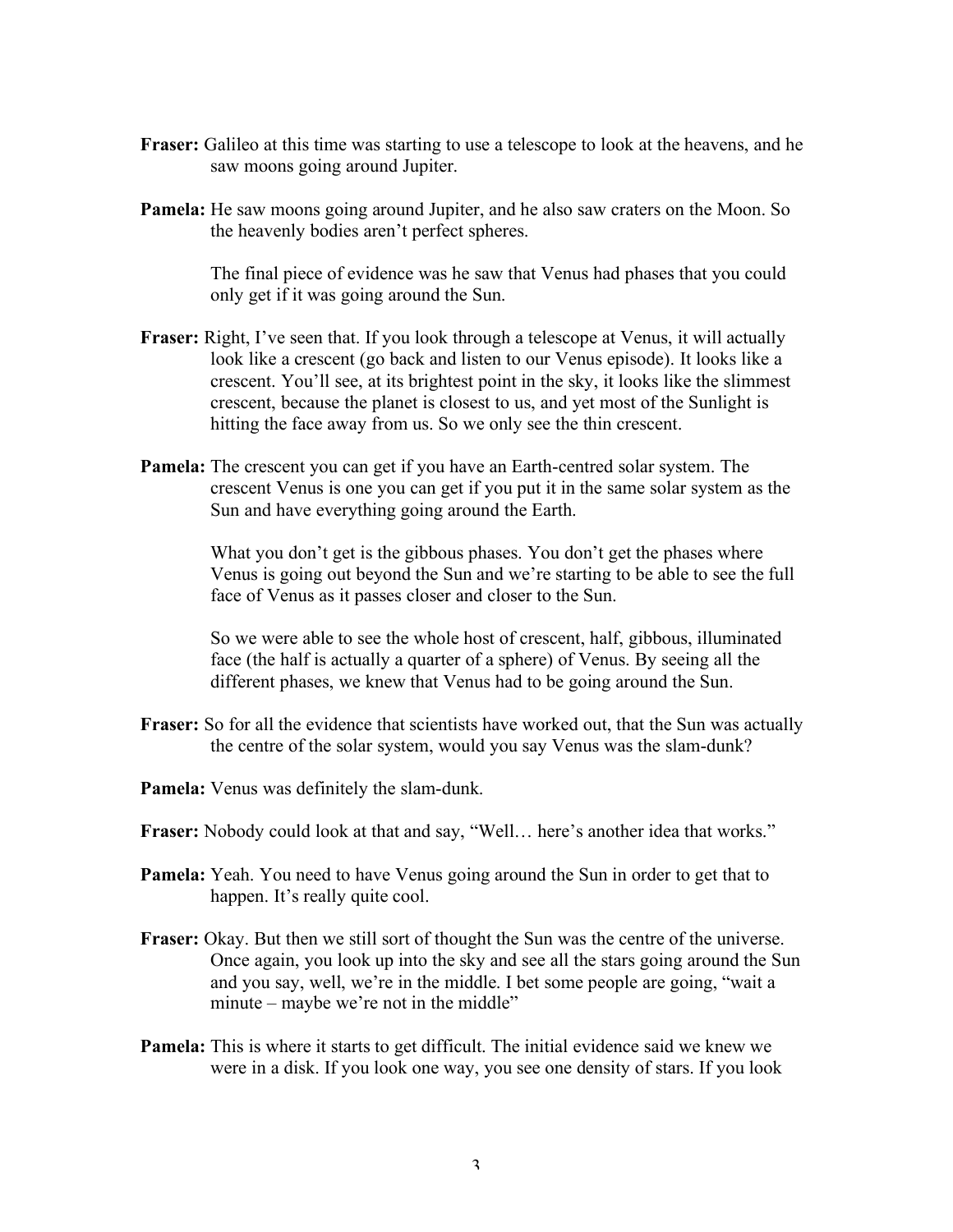**Fraser:** Galileo at this time was starting to use a telescope to look at the heavens, and he saw moons going around Jupiter.

**Pamela:** He saw moons going around Jupiter, and he also saw craters on the Moon. So the heavenly bodies aren't perfect spheres.

The final piece of evidence was he saw that Venus had phases that you could only get if it was going around the Sun.

**Fraser:** Right, I've seen that. If you look through a telescope at Venus, it will actually look like a crescent (go back and listen to our Venus episode). It looks like a crescent. You'll see, at its brightest point in the sky, it looks like the slimmest crescent, because the planet is closest to us, and yet most of the Sunlight is hitting the face away from us. So we only see the thin crescent.

**Pamela:** The crescent you can get if you have an Earth-centred solar system. The crescent Venus is one you can get if you put it in the same solar system as the Sun and have everything going around the Earth.

What you don't get is the gibbous phases. You don't get the phases where Venus is going out beyond the Sun and we're starting to be able to see the full face of Venus as it passes closer and closer to the Sun.

So we were able to see the whole host of crescent, half, gibbous, illuminated face (the half is actually a quarter of a sphere) of Venus. By seeing all the different phases, we knew that Venus had to be going around the Sun.

**Fraser:** So for all the evidence that scientists have worked out, that the Sun was actually the centre of the solar system, would you say Venus was the slam-dunk?

**Pamela:** Venus was definitely the slam-dunk.

**Fraser:** Nobody could look at that and say, "Well… here's another idea that works."

**Pamela:** Yeah. You need to have Venus going around the Sun in order to get that to happen. It's really quite cool.

**Fraser:** Okay. But then we still sort of thought the Sun was the centre of the universe. Once again, you look up into the sky and see all the stars going around the Sun and you say, well, we're in the middle. I bet some people are going, "wait a minute – maybe we're not in the middle"

**Pamela:** This is where it starts to get difficult. The initial evidence said we knew we were in a disk. If you look one way, you see one density of stars. If you look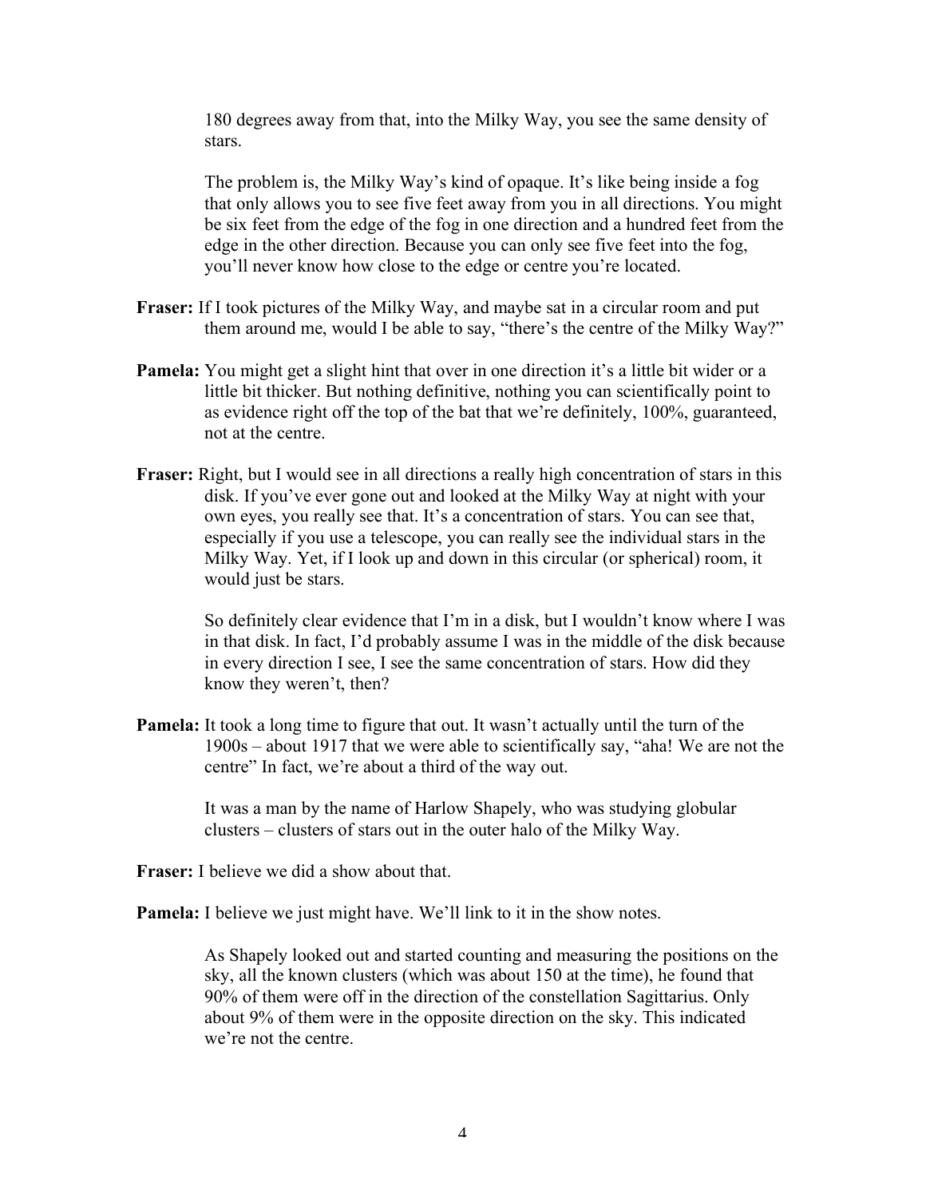180 degrees away from that, into the Milky Way, you see the same density of stars.

The problem is, the Milky Way's kind of opaque. It's like being inside a fog that only allows you to see five feet away from you in all directions. You might be six feet from the edge of the fog in one direction and a hundred feet from the edge in the other direction. Because you can only see five feet into the fog, you'll never know how close to the edge or centre you're located.

**Fraser:** If I took pictures of the Milky Way, and maybe sat in a circular room and put them around me, would I be able to say, "there's the centre of the Milky Way?"

**Pamela:** You might get a slight hint that over in one direction it's a little bit wider or a little bit thicker. But nothing definitive, nothing you can scientifically point to as evidence right off the top of the bat that we're definitely, 100%, guaranteed, not at the centre.

**Fraser:** Right, but I would see in all directions a really high concentration of stars in this disk. If you've ever gone out and looked at the Milky Way at night with your own eyes, you really see that. It's a concentration of stars. You can see that, especially if you use a telescope, you can really see the individual stars in the Milky Way. Yet, if I look up and down in this circular (or spherical) room, it would just be stars.

So definitely clear evidence that I'm in a disk, but I wouldn't know where I was in that disk. In fact, I'd probably assume I was in the middle of the disk because in every direction I see, I see the same concentration of stars. How did they know they weren't, then?

**Pamela:** It took a long time to figure that out. It wasn't actually until the turn of the 1900s – about 1917 that we were able to scientifically say, "aha! We are not the centre" In fact, we're about a third of the way out.

It was a man by the name of Harlow Shapely, who was studying globular clusters – clusters of stars out in the outer halo of the Milky Way.

**Fraser:** I believe we did a show about that.

**Pamela:** I believe we just might have. We'll link to it in the show notes.

As Shapely looked out and started counting and measuring the positions on the sky, all the known clusters (which was about 150 at the time), he found that 90% of them were off in the direction of the constellation Sagittarius. Only about 9% of them were in the opposite direction on the sky. This indicated we're not the centre.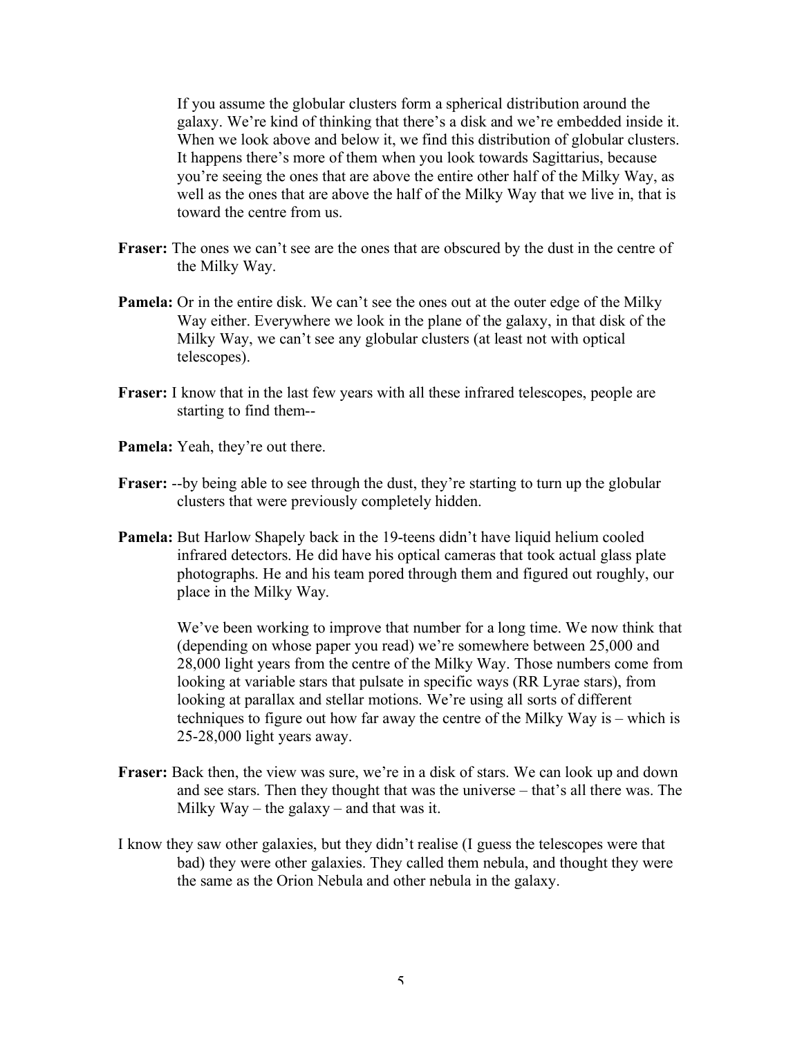If you assume the globular clusters form a spherical distribution around the galaxy. We're kind of thinking that there's a disk and we're embedded inside it. When we look above and below it, we find this distribution of globular clusters. It happens there's more of them when you look towards Sagittarius, because you're seeing the ones that are above the entire other half of the Milky Way, as well as the ones that are above the half of the Milky Way that we live in, that is toward the centre from us.

**Fraser:** The ones we can't see are the ones that are obscured by the dust in the centre of the Milky Way.

**Pamela:** Or in the entire disk. We can't see the ones out at the outer edge of the Milky Way either. Everywhere we look in the plane of the galaxy, in that disk of the Milky Way, we can't see any globular clusters (at least not with optical telescopes).

**Fraser:** I know that in the last few years with all these infrared telescopes, people are starting to find them--

**Pamela:** Yeah, they're out there.

**Fraser:** --by being able to see through the dust, they're starting to turn up the globular clusters that were previously completely hidden.

**Pamela:** But Harlow Shapely back in the 19-teens didn't have liquid helium cooled infrared detectors. He did have his optical cameras that took actual glass plate photographs. He and his team pored through them and figured out roughly, our place in the Milky Way.

We've been working to improve that number for a long time. We now think that (depending on whose paper you read) we're somewhere between 25,000 and 28,000 light years from the centre of the Milky Way. Those numbers come from looking at variable stars that pulsate in specific ways (RR Lyrae stars), from looking at parallax and stellar motions. We're using all sorts of different techniques to figure out how far away the centre of the Milky Way is – which is 25-28,000 light years away.

**Fraser:** Back then, the view was sure, we're in a disk of stars. We can look up and down and see stars. Then they thought that was the universe – that's all there was. The Milky Way – the galaxy – and that was it.

I know they saw other galaxies, but they didn't realise (I guess the telescopes were that bad) they were other galaxies. They called them nebula, and thought they were the same as the Orion Nebula and other nebula in the galaxy.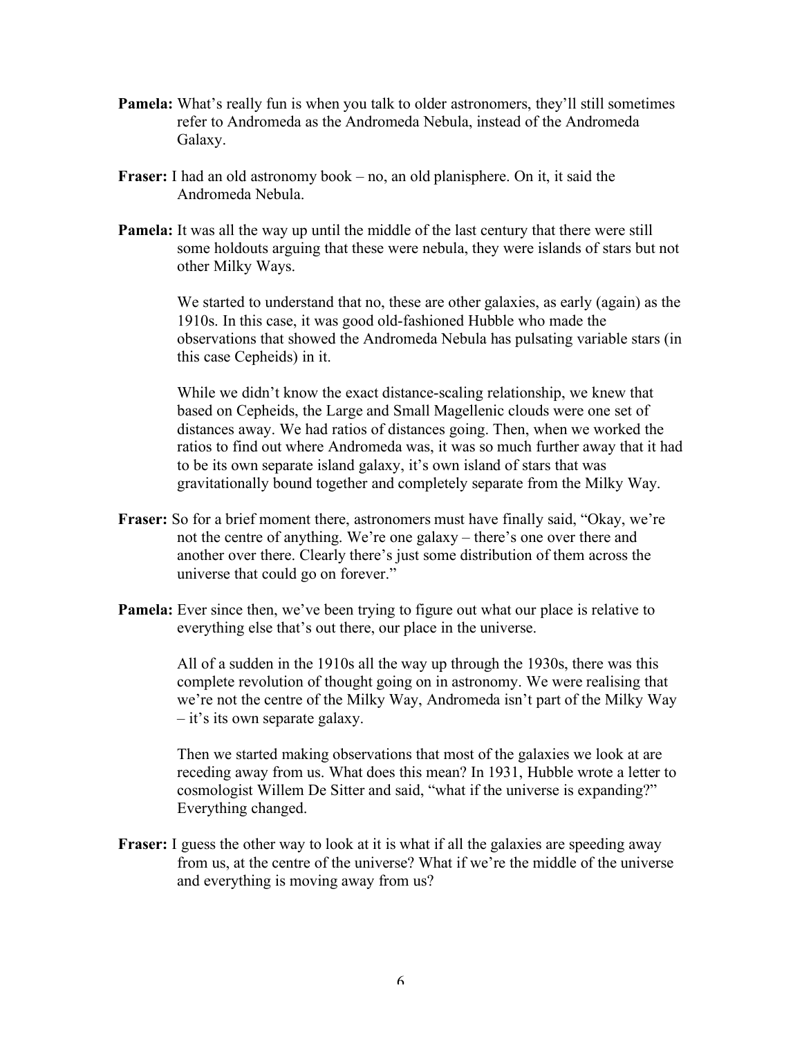**Pamela:** What's really fun is when you talk to older astronomers, they'll still sometimes refer to Andromeda as the Andromeda Nebula, instead of the Andromeda Galaxy.

**Fraser:** I had an old astronomy book – no, an old planisphere. On it, it said the Andromeda Nebula.

**Pamela:** It was all the way up until the middle of the last century that there were still some holdouts arguing that these were nebula, they were islands of stars but not other Milky Ways.

We started to understand that no, these are other galaxies, as early (again) as the 1910s. In this case, it was good old-fashioned Hubble who made the observations that showed the Andromeda Nebula has pulsating variable stars (in this case Cepheids) in it.

While we didn't know the exact distance-scaling relationship, we knew that based on Cepheids, the Large and Small Magellenic clouds were one set of distances away. We had ratios of distances going. Then, when we worked the ratios to find out where Andromeda was, it was so much further away that it had to be its own separate island galaxy, it's own island of stars that was gravitationally bound together and completely separate from the Milky Way.

**Fraser:** So for a brief moment there, astronomers must have finally said, "Okay, we're not the centre of anything. We're one galaxy – there's one over there and another over there. Clearly there's just some distribution of them across the universe that could go on forever."

**Pamela:** Ever since then, we've been trying to figure out what our place is relative to everything else that's out there, our place in the universe.

All of a sudden in the 1910s all the way up through the 1930s, there was this complete revolution of thought going on in astronomy. We were realising that we're not the centre of the Milky Way, Andromeda isn't part of the Milky Way – it's its own separate galaxy.

Then we started making observations that most of the galaxies we look at are receding away from us. What does this mean? In 1931, Hubble wrote a letter to cosmologist Willem De Sitter and said, "what if the universe is expanding?" Everything changed.

**Fraser:** I guess the other way to look at it is what if all the galaxies are speeding away from us, at the centre of the universe? What if we're the middle of the universe and everything is moving away from us?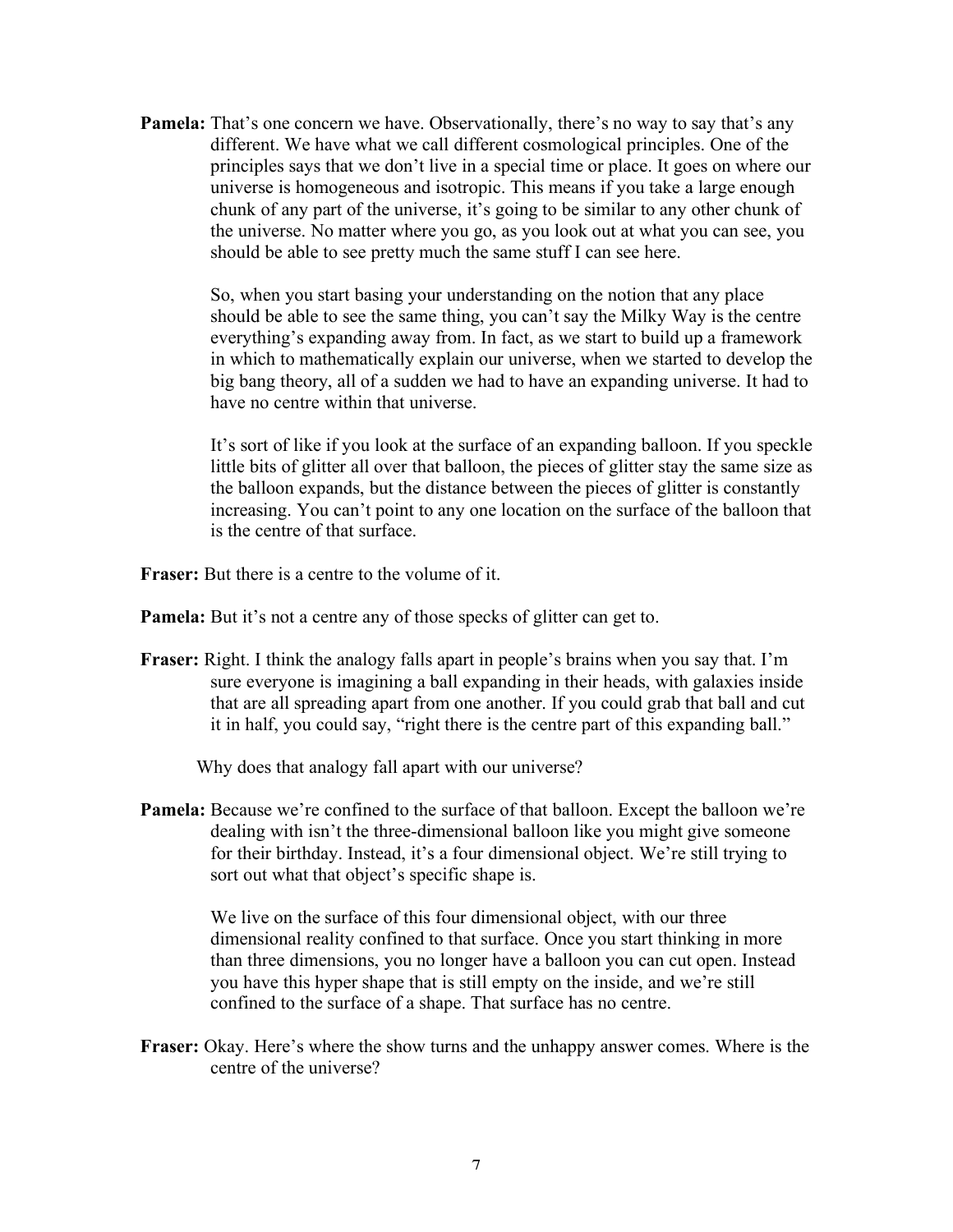**Pamela:** That's one concern we have. Observationally, there's no way to say that's any different. We have what we call different cosmological principles. One of the principles says that we don't live in a special time or place. It goes on where our universe is homogeneous and isotropic. This means if you take a large enough chunk of any part of the universe, it's going to be similar to any other chunk of the universe. No matter where you go, as you look out at what you can see, you should be able to see pretty much the same stuff I can see here.

So, when you start basing your understanding on the notion that any place should be able to see the same thing, you can't say the Milky Way is the centre everything's expanding away from. In fact, as we start to build up a framework in which to mathematically explain our universe, when we started to develop the big bang theory, all of a sudden we had to have an expanding universe. It had to have no centre within that universe.

It's sort of like if you look at the surface of an expanding balloon. If you speckle little bits of glitter all over that balloon, the pieces of glitter stay the same size as the balloon expands, but the distance between the pieces of glitter is constantly increasing. You can't point to any one location on the surface of the balloon that is the centre of that surface.

**Fraser:** But there is a centre to the volume of it.

**Pamela:** But it's not a centre any of those specks of glitter can get to.

**Fraser:** Right. I think the analogy falls apart in people's brains when you say that. I'm sure everyone is imagining a ball expanding in their heads, with galaxies inside that are all spreading apart from one another. If you could grab that ball and cut it in half, you could say, "right there is the centre part of this expanding ball."

Why does that analogy fall apart with our universe?

**Pamela:** Because we're confined to the surface of that balloon. Except the balloon we're dealing with isn't the three-dimensional balloon like you might give someone for their birthday. Instead, it's a four dimensional object. We're still trying to sort out what that object's specific shape is.

We live on the surface of this four dimensional object, with our three dimensional reality confined to that surface. Once you start thinking in more than three dimensions, you no longer have a balloon you can cut open. Instead you have this hyper shape that is still empty on the inside, and we're still confined to the surface of a shape. That surface has no centre.

**Fraser:** Okay. Here's where the show turns and the unhappy answer comes. Where is the centre of the universe?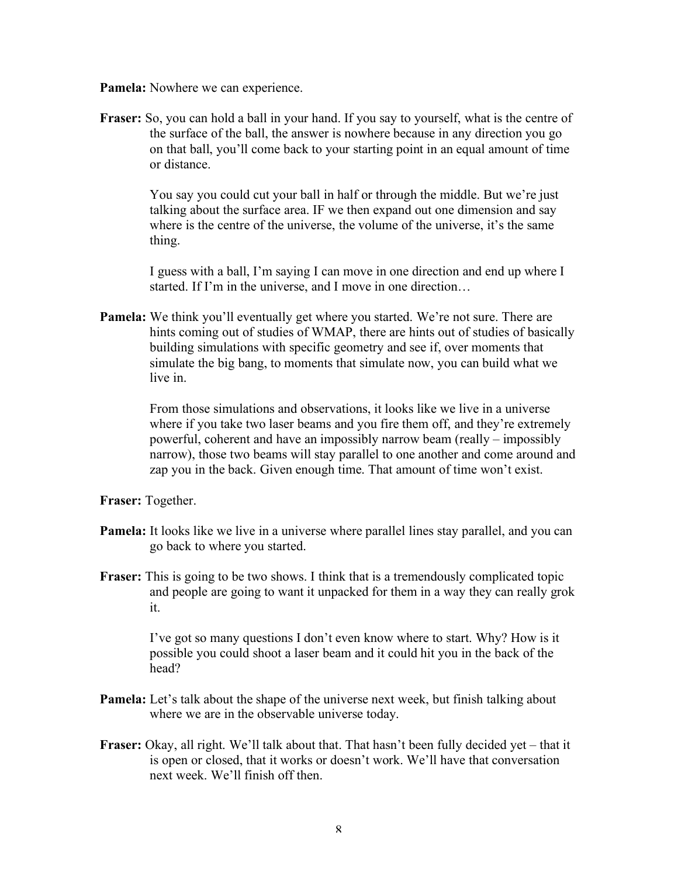**Pamela:** Nowhere we can experience.

**Fraser:** So, you can hold a ball in your hand. If you say to yourself, what is the centre of the surface of the ball, the answer is nowhere because in any direction you go on that ball, you'll come back to your starting point in an equal amount of time or distance.

You say you could cut your ball in half or through the middle. But we're just talking about the surface area. IF we then expand out one dimension and say where is the centre of the universe, the volume of the universe, it's the same thing.

I guess with a ball, I'm saying I can move in one direction and end up where I started. If I'm in the universe, and I move in one direction…

**Pamela:** We think you'll eventually get where you started. We're not sure. There are hints coming out of studies of WMAP, there are hints out of studies of basically building simulations with specific geometry and see if, over moments that simulate the big bang, to moments that simulate now, you can build what we live in.

From those simulations and observations, it looks like we live in a universe where if you take two laser beams and you fire them off, and they're extremely powerful, coherent and have an impossibly narrow beam (really – impossibly narrow), those two beams will stay parallel to one another and come around and zap you in the back. Given enough time. That amount of time won't exist.

**Fraser:** Together.

**Pamela:** It looks like we live in a universe where parallel lines stay parallel, and you can go back to where you started.

**Fraser:** This is going to be two shows. I think that is a tremendously complicated topic and people are going to want it unpacked for them in a way they can really grok it.

I've got so many questions I don't even know where to start. Why? How is it possible you could shoot a laser beam and it could hit you in the back of the head?

**Pamela:** Let's talk about the shape of the universe next week, but finish talking about where we are in the observable universe today.

**Fraser:** Okay, all right. We'll talk about that. That hasn't been fully decided yet – that it is open or closed, that it works or doesn't work. We'll have that conversation next week. We'll finish off then.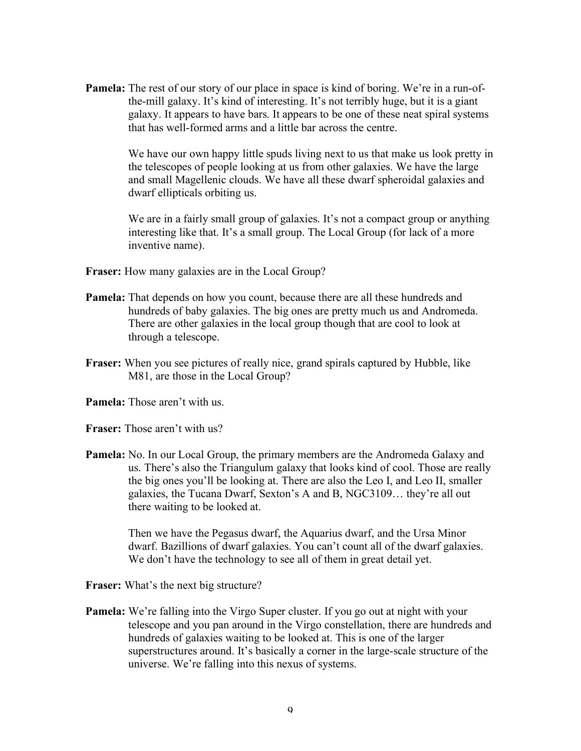**Pamela:** The rest of our story of our place in space is kind of boring. We're in a run-of-the-mill galaxy. It's kind of interesting. It's not terribly huge, but it is a giant galaxy. It appears to have bars. It appears to be one of these neat spiral systems that has well-formed arms and a little bar across the centre.

We have our own happy little spuds living next to us that make us look pretty in the telescopes of people looking at us from other galaxies. We have the large and small Magellenic clouds. We have all these dwarf spheroidal galaxies and dwarf ellipticals orbiting us.

We are in a fairly small group of galaxies. It's not a compact group or anything interesting like that. It's a small group. The Local Group (for lack of a more inventive name).

**Fraser:** How many galaxies are in the Local Group?

**Pamela:** That depends on how you count, because there are all these hundreds and hundreds of baby galaxies. The big ones are pretty much us and Andromeda. There are other galaxies in the local group though that are cool to look at through a telescope.

**Fraser:** When you see pictures of really nice, grand spirals captured by Hubble, like M81, are those in the Local Group?

**Pamela:** Those aren't with us.

**Fraser:** Those aren't with us?

**Pamela:** No. In our Local Group, the primary members are the Andromeda Galaxy and us. There's also the Triangulum galaxy that looks kind of cool. Those are really the big ones you'll be looking at. There are also the Leo I, and Leo II, smaller galaxies, the Tucana Dwarf, Sexton's A and B, NGC3109… they're all out there waiting to be looked at.

Then we have the Pegasus dwarf, the Aquarius dwarf, and the Ursa Minor dwarf. Bazillions of dwarf galaxies. You can't count all of the dwarf galaxies. We don't have the technology to see all of them in great detail yet.

**Fraser:** What's the next big structure?

**Pamela:** We're falling into the Virgo Super cluster. If you go out at night with your telescope and you pan around in the Virgo constellation, there are hundreds and hundreds of galaxies waiting to be looked at. This is one of the larger superstructures around. It's basically a corner in the large-scale structure of the universe. We're falling into this nexus of systems.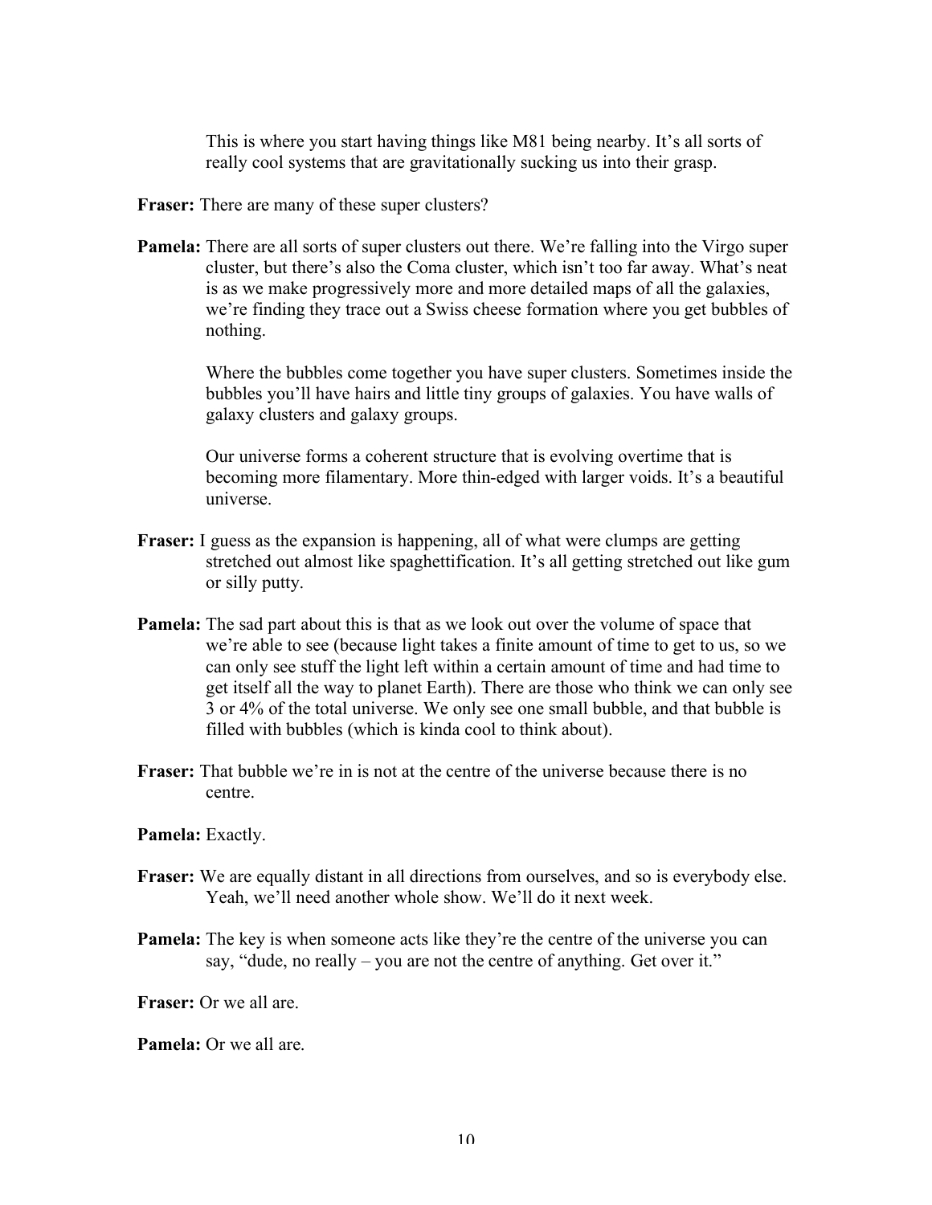This is where you start having things like M81 being nearby. It's all sorts of really cool systems that are gravitationally sucking us into their grasp.

**Fraser:** There are many of these super clusters?

**Pamela:** There are all sorts of super clusters out there. We're falling into the Virgo super cluster, but there's also the Coma cluster, which isn't too far away. What's neat is as we make progressively more and more detailed maps of all the galaxies, we're finding they trace out a Swiss cheese formation where you get bubbles of nothing.

Where the bubbles come together you have super clusters. Sometimes inside the bubbles you'll have hairs and little tiny groups of galaxies. You have walls of galaxy clusters and galaxy groups.

Our universe forms a coherent structure that is evolving overtime that is becoming more filamentary. More thin-edged with larger voids. It's a beautiful universe.

**Fraser:** I guess as the expansion is happening, all of what were clumps are getting stretched out almost like spaghettification. It's all getting stretched out like gum or silly putty.

**Pamela:** The sad part about this is that as we look out over the volume of space that we're able to see (because light takes a finite amount of time to get to us, so we can only see stuff the light left within a certain amount of time and had time to get itself all the way to planet Earth). There are those who think we can only see 3 or 4% of the total universe. We only see one small bubble, and that bubble is filled with bubbles (which is kinda cool to think about).

**Fraser:** That bubble we're in is not at the centre of the universe because there is no centre.

**Pamela:** Exactly.

**Fraser:** We are equally distant in all directions from ourselves, and so is everybody else. Yeah, we'll need another whole show. We'll do it next week.

**Pamela:** The key is when someone acts like they're the centre of the universe you can say, "dude, no really – you are not the centre of anything. Get over it."

**Fraser:** Or we all are.

**Pamela:** Or we all are.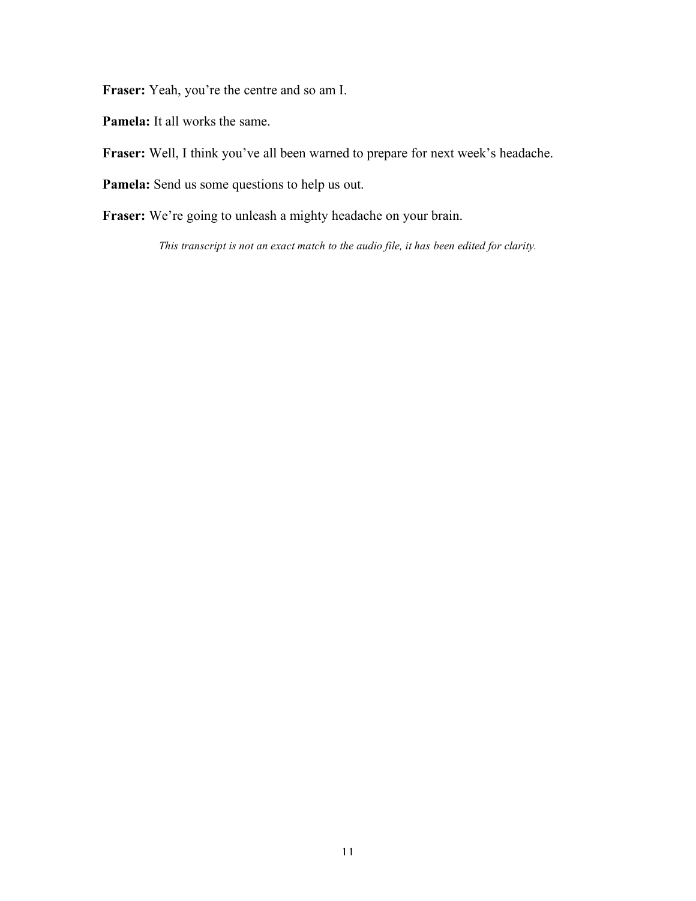**Fraser:** Yeah, you're the centre and so am I.

**Pamela:** It all works the same.

**Fraser:** Well, I think you've all been warned to prepare for next week's headache.

**Pamela:** Send us some questions to help us out.

**Fraser:** We're going to unleash a mighty headache on your brain.

*This transcript is not an exact match to the audio file, it has been edited for clarity.*